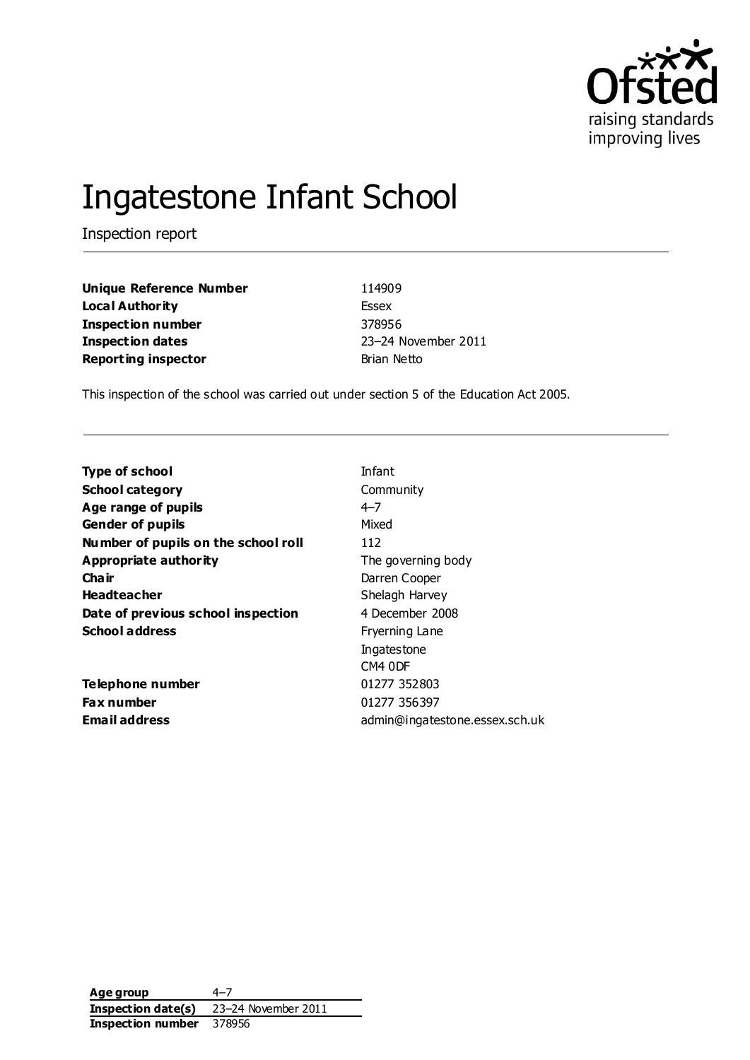# Ingatestone Infant School

Inspection report

| | |
|---|---|
| **Unique Reference Number** | 114909 |
| **Local Authority** | Essex |
| **Inspection number** | 378956 |
| **Inspection dates** | 23–24 November 2011 |
| **Reporting inspector** | Brian Netto |

This inspection of the school was carried out under section 5 of the Education Act 2005.

| | |
|---|---|
| **Type of school** | Infant |
| **School category** | Community |
| **Age range of pupils** | 4–7 |
| **Gender of pupils** | Mixed |
| **Number of pupils on the school roll** | 112 |
| **Appropriate authority** | The governing body |
| **Chair** | Darren Cooper |
| **Headteacher** | Shelagh Harvey |
| **Date of previous school inspection** | 4 December 2008 |
| **School address** | Fryerning Lane<br>Ingatestone<br>CM4 0DF |
| **Telephone number** | 01277 352803 |
| **Fax number** | 01277 356397 |
| **Email address** | admin@ingatestone.essex.sch.uk |

| | |
|---|---|
| **Age group** | 4–7 |
| **Inspection date(s)** | 23–24 November 2011 |
| **Inspection number** | 378956 |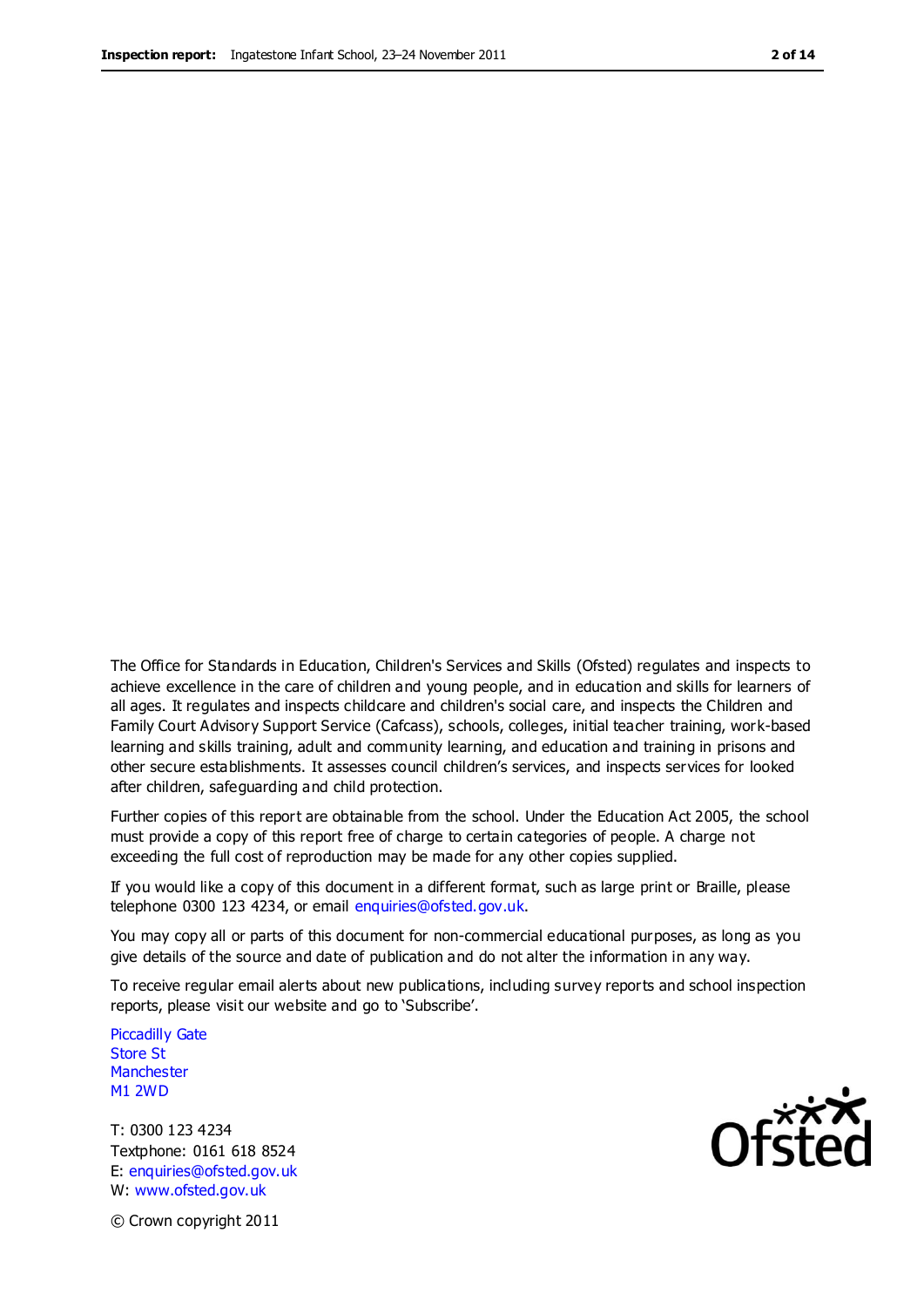The Office for Standards in Education, Children's Services and Skills (Ofsted) regulates and inspects to achieve excellence in the care of children and young people, and in education and skills for learners of all ages. It regulates and inspects childcare and children's social care, and inspects the Children and Family Court Advisory Support Service (Cafcass), schools, colleges, initial teacher training, work-based learning and skills training, adult and community learning, and education and training in prisons and other secure establishments. It assesses council children's services, and inspects services for looked after children, safeguarding and child protection.

Further copies of this report are obtainable from the school. Under the Education Act 2005, the school must provide a copy of this report free of charge to certain categories of people. A charge not exceeding the full cost of reproduction may be made for any other copies supplied.

If you would like a copy of this document in a different format, such as large print or Braille, please telephone 0300 123 4234, or email enquiries@ofsted.gov.uk.

You may copy all or parts of this document for non-commercial educational purposes, as long as you give details of the source and date of publication and do not alter the information in any way.

To receive regular email alerts about new publications, including survey reports and school inspection reports, please visit our website and go to 'Subscribe'.

Piccadilly Gate
Store St
Manchester
M1 2WD

T: 0300 123 4234
Textphone: 0161 618 8524
E: enquiries@ofsted.gov.uk
W: www.ofsted.gov.uk

© Crown copyright 2011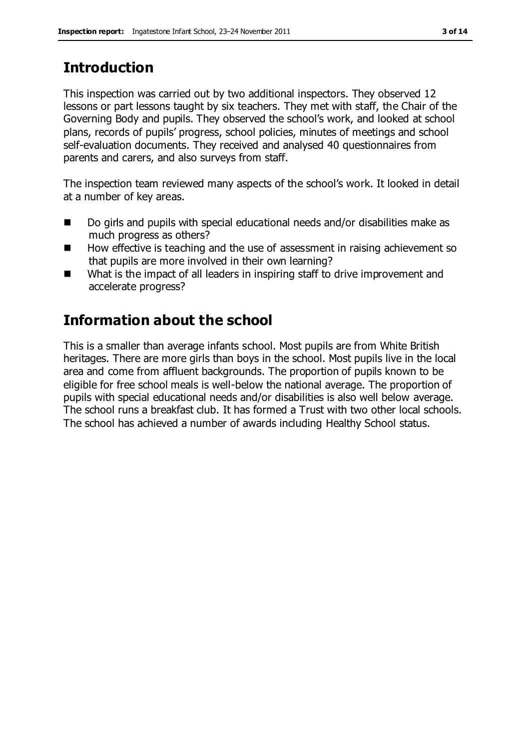## Introduction

This inspection was carried out by two additional inspectors. They observed 12 lessons or part lessons taught by six teachers. They met with staff, the Chair of the Governing Body and pupils. They observed the school's work, and looked at school plans, records of pupils' progress, school policies, minutes of meetings and school self-evaluation documents. They received and analysed 40 questionnaires from parents and carers, and also surveys from staff.

The inspection team reviewed many aspects of the school's work. It looked in detail at a number of key areas.

- Do girls and pupils with special educational needs and/or disabilities make as much progress as others?
- How effective is teaching and the use of assessment in raising achievement so that pupils are more involved in their own learning?
- What is the impact of all leaders in inspiring staff to drive improvement and accelerate progress?

## Information about the school

This is a smaller than average infants school. Most pupils are from White British heritages. There are more girls than boys in the school. Most pupils live in the local area and come from affluent backgrounds. The proportion of pupils known to be eligible for free school meals is well-below the national average. The proportion of pupils with special educational needs and/or disabilities is also well below average. The school runs a breakfast club. It has formed a Trust with two other local schools. The school has achieved a number of awards including Healthy School status.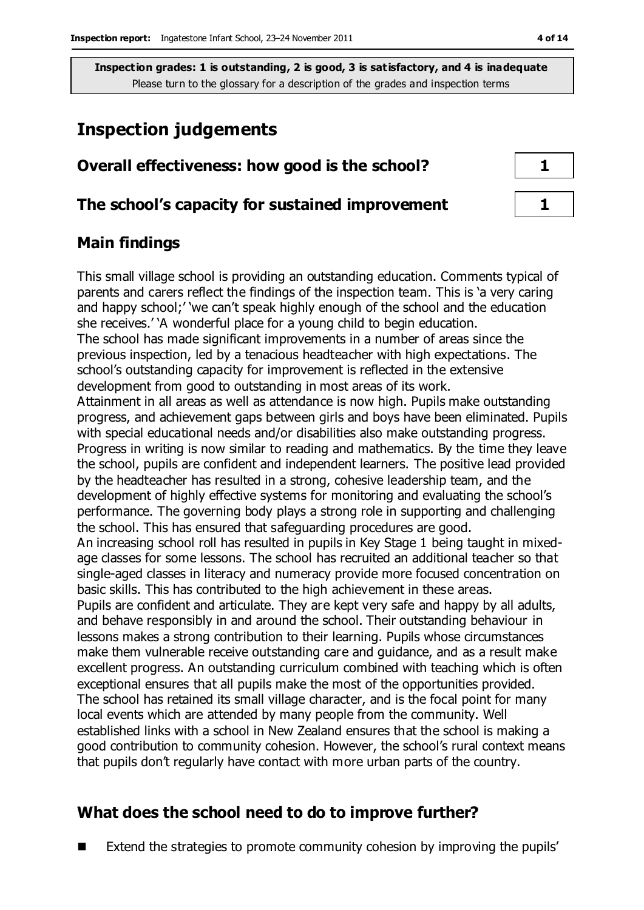**Inspection grades: 1 is outstanding, 2 is good, 3 is satisfactory, and 4 is inadequate**
Please turn to the glossary for a description of the grades and inspection terms

# Inspection judgements

| | |
|---|---|
| **Overall effectiveness: how good is the school?** | **1** |
| **The school's capacity for sustained improvement** | **1** |

## Main findings

This small village school is providing an outstanding education. Comments typical of parents and carers reflect the findings of the inspection team. This is 'a very caring and happy school;' 'we can't speak highly enough of the school and the education she receives.' 'A wonderful place for a young child to begin education.

The school has made significant improvements in a number of areas since the previous inspection, led by a tenacious headteacher with high expectations. The school's outstanding capacity for improvement is reflected in the extensive development from good to outstanding in most areas of its work.

Attainment in all areas as well as attendance is now high. Pupils make outstanding progress, and achievement gaps between girls and boys have been eliminated. Pupils with special educational needs and/or disabilities also make outstanding progress. Progress in writing is now similar to reading and mathematics. By the time they leave the school, pupils are confident and independent learners. The positive lead provided by the headteacher has resulted in a strong, cohesive leadership team, and the development of highly effective systems for monitoring and evaluating the school's performance. The governing body plays a strong role in supporting and challenging the school. This has ensured that safeguarding procedures are good.

An increasing school roll has resulted in pupils in Key Stage 1 being taught in mixed-age classes for some lessons. The school has recruited an additional teacher so that single-aged classes in literacy and numeracy provide more focused concentration on basic skills. This has contributed to the high achievement in these areas.

Pupils are confident and articulate. They are kept very safe and happy by all adults, and behave responsibly in and around the school. Their outstanding behaviour in lessons makes a strong contribution to their learning. Pupils whose circumstances make them vulnerable receive outstanding care and guidance, and as a result make excellent progress. An outstanding curriculum combined with teaching which is often exceptional ensures that all pupils make the most of the opportunities provided.

The school has retained its small village character, and is the focal point for many local events which are attended by many people from the community. Well established links with a school in New Zealand ensures that the school is making a good contribution to community cohesion. However, the school's rural context means that pupils don't regularly have contact with more urban parts of the country.

## What does the school need to do to improve further?

- Extend the strategies to promote community cohesion by improving the pupils'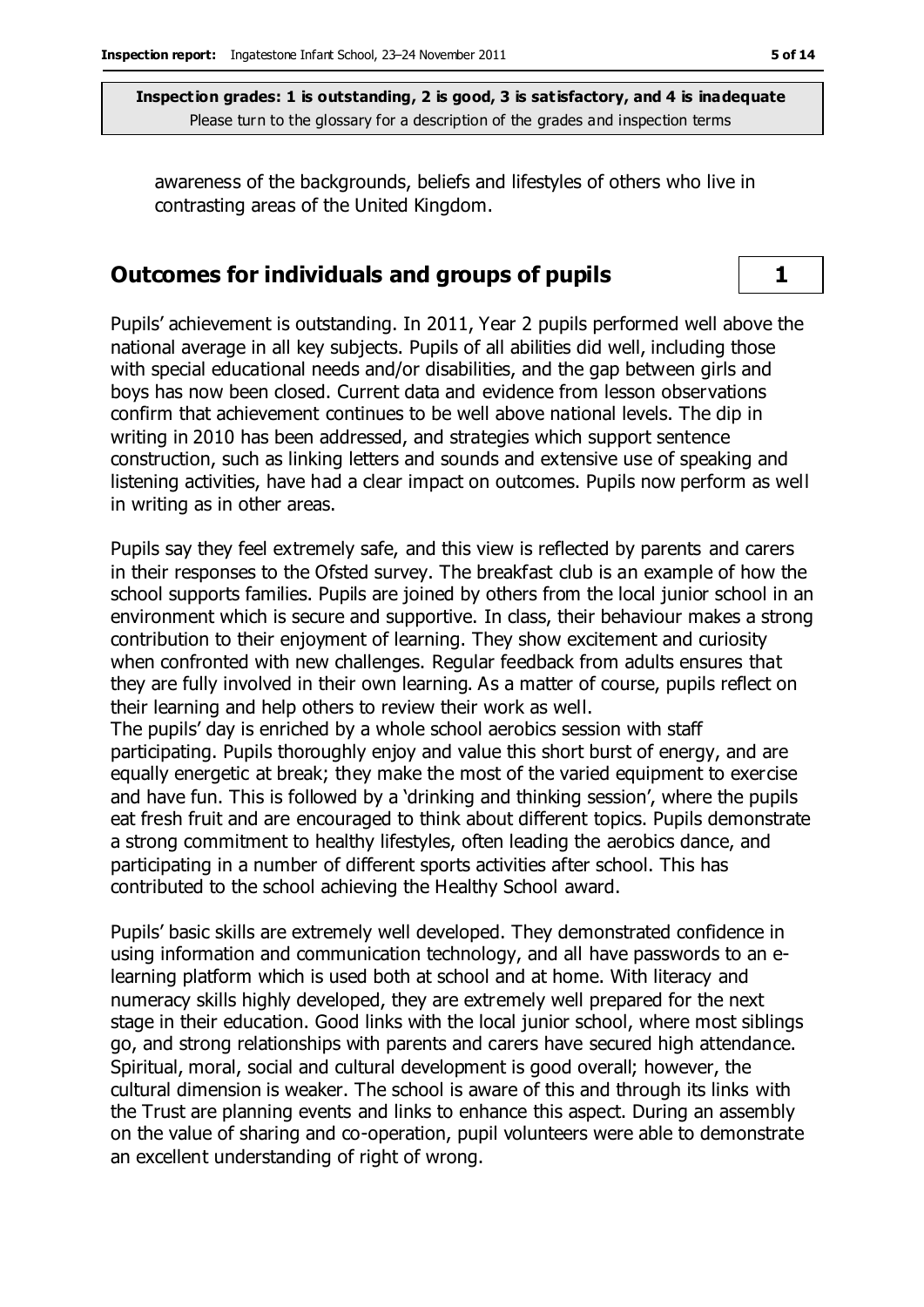awareness of the backgrounds, beliefs and lifestyles of others who live in contrasting areas of the United Kingdom.

## Outcomes for individuals and groups of pupils **1**

Pupils' achievement is outstanding. In 2011, Year 2 pupils performed well above the national average in all key subjects. Pupils of all abilities did well, including those with special educational needs and/or disabilities, and the gap between girls and boys has now been closed. Current data and evidence from lesson observations confirm that achievement continues to be well above national levels. The dip in writing in 2010 has been addressed, and strategies which support sentence construction, such as linking letters and sounds and extensive use of speaking and listening activities, have had a clear impact on outcomes. Pupils now perform as well in writing as in other areas.

Pupils say they feel extremely safe, and this view is reflected by parents and carers in their responses to the Ofsted survey. The breakfast club is an example of how the school supports families. Pupils are joined by others from the local junior school in an environment which is secure and supportive. In class, their behaviour makes a strong contribution to their enjoyment of learning. They show excitement and curiosity when confronted with new challenges. Regular feedback from adults ensures that they are fully involved in their own learning. As a matter of course, pupils reflect on their learning and help others to review their work as well.

The pupils' day is enriched by a whole school aerobics session with staff participating. Pupils thoroughly enjoy and value this short burst of energy, and are equally energetic at break; they make the most of the varied equipment to exercise and have fun. This is followed by a 'drinking and thinking session', where the pupils eat fresh fruit and are encouraged to think about different topics. Pupils demonstrate a strong commitment to healthy lifestyles, often leading the aerobics dance, and participating in a number of different sports activities after school. This has contributed to the school achieving the Healthy School award.

Pupils' basic skills are extremely well developed. They demonstrated confidence in using information and communication technology, and all have passwords to an e-learning platform which is used both at school and at home. With literacy and numeracy skills highly developed, they are extremely well prepared for the next stage in their education. Good links with the local junior school, where most siblings go, and strong relationships with parents and carers have secured high attendance. Spiritual, moral, social and cultural development is good overall; however, the cultural dimension is weaker. The school is aware of this and through its links with the Trust are planning events and links to enhance this aspect. During an assembly on the value of sharing and co-operation, pupil volunteers were able to demonstrate an excellent understanding of right of wrong.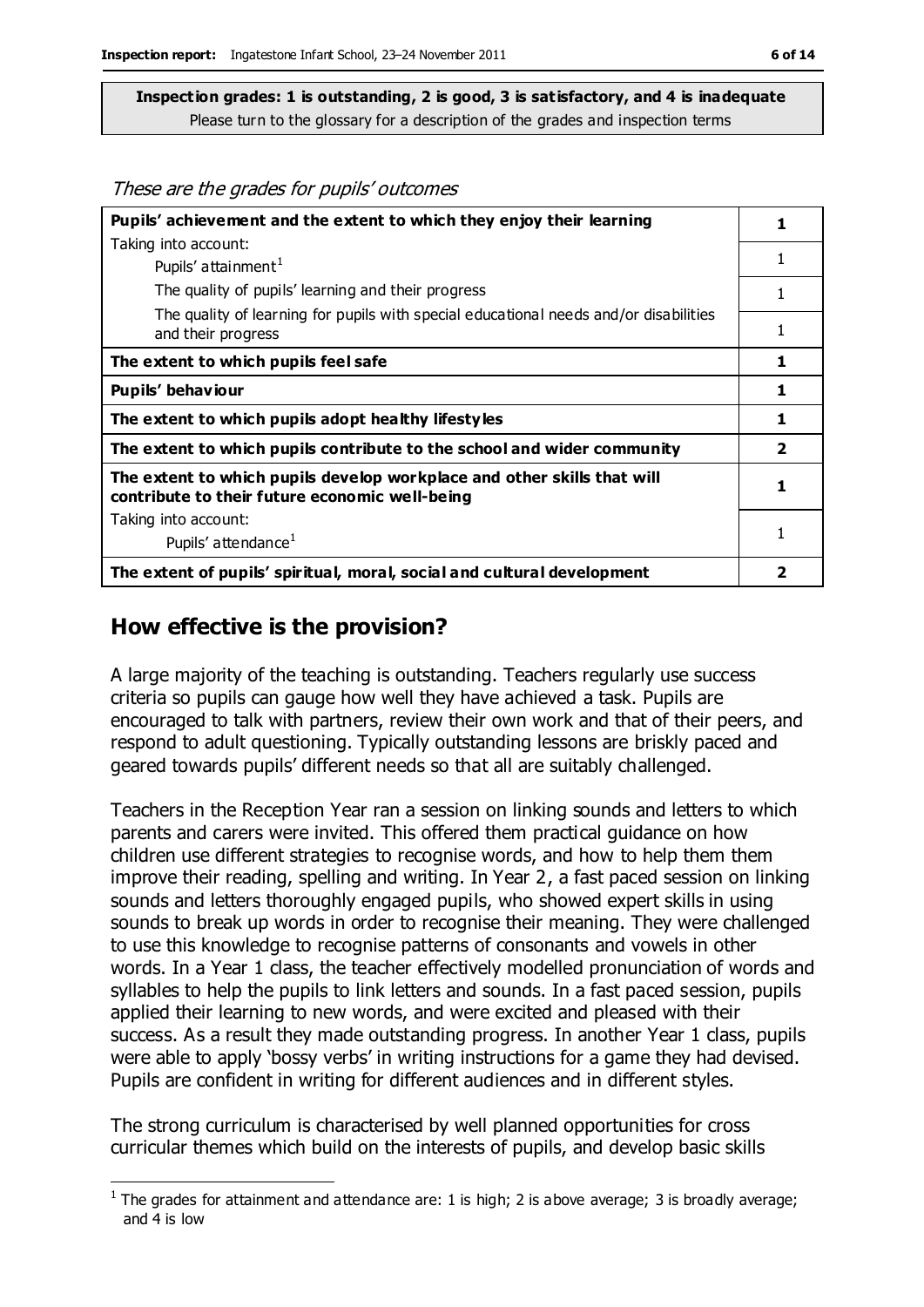**Inspection grades: 1 is outstanding, 2 is good, 3 is satisfactory, and 4 is inadequate**
Please turn to the glossary for a description of the grades and inspection terms

*These are the grades for pupils' outcomes*

| | |
|---|---|
| **Pupils' achievement and the extent to which they enjoy their learning** | **1** |
| Taking into account: Pupils' attainment[1] | 1 |
| The quality of pupils' learning and their progress | 1 |
| The quality of learning for pupils with special educational needs and/or disabilities and their progress | 1 |
| **The extent to which pupils feel safe** | **1** |
| **Pupils' behaviour** | **1** |
| **The extent to which pupils adopt healthy lifestyles** | **1** |
| **The extent to which pupils contribute to the school and wider community** | **2** |
| **The extent to which pupils develop workplace and other skills that will contribute to their future economic well-being** | **1** |
| Taking into account: Pupils' attendance[1] | 1 |
| **The extent of pupils' spiritual, moral, social and cultural development** | **2** |

## How effective is the provision?

A large majority of the teaching is outstanding. Teachers regularly use success criteria so pupils can gauge how well they have achieved a task. Pupils are encouraged to talk with partners, review their own work and that of their peers, and respond to adult questioning. Typically outstanding lessons are briskly paced and geared towards pupils' different needs so that all are suitably challenged.

Teachers in the Reception Year ran a session on linking sounds and letters to which parents and carers were invited. This offered them practical guidance on how children use different strategies to recognise words, and how to help them them improve their reading, spelling and writing. In Year 2, a fast paced session on linking sounds and letters thoroughly engaged pupils, who showed expert skills in using sounds to break up words in order to recognise their meaning. They were challenged to use this knowledge to recognise patterns of consonants and vowels in other words. In a Year 1 class, the teacher effectively modelled pronunciation of words and syllables to help the pupils to link letters and sounds. In a fast paced session, pupils applied their learning to new words, and were excited and pleased with their success. As a result they made outstanding progress. In another Year 1 class, pupils were able to apply 'bossy verbs' in writing instructions for a game they had devised. Pupils are confident in writing for different audiences and in different styles.

The strong curriculum is characterised by well planned opportunities for cross curricular themes which build on the interests of pupils, and develop basic skills

[1] The grades for attainment and attendance are: 1 is high; 2 is above average; 3 is broadly average; and 4 is low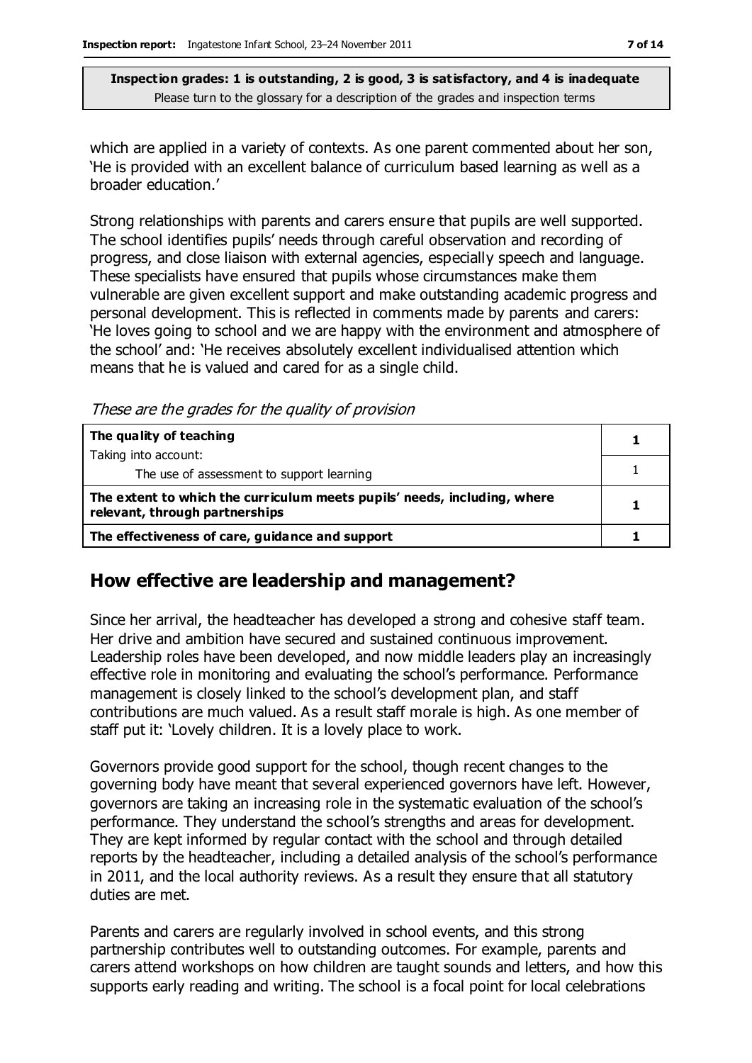**Inspection grades: 1 is outstanding, 2 is good, 3 is satisfactory, and 4 is inadequate**
Please turn to the glossary for a description of the grades and inspection terms

which are applied in a variety of contexts. As one parent commented about her son, 'He is provided with an excellent balance of curriculum based learning as well as a broader education.'

Strong relationships with parents and carers ensure that pupils are well supported. The school identifies pupils' needs through careful observation and recording of progress, and close liaison with external agencies, especially speech and language. These specialists have ensured that pupils whose circumstances make them vulnerable are given excellent support and make outstanding academic progress and personal development. This is reflected in comments made by parents and carers: 'He loves going to school and we are happy with the environment and atmosphere of the school' and: 'He receives absolutely excellent individualised attention which means that he is valued and cared for as a single child.

*These are the grades for the quality of provision*

| | |
|---|---|
| **The quality of teaching** | **1** |
| Taking into account: The use of assessment to support learning | 1 |
| **The extent to which the curriculum meets pupils' needs, including, where relevant, through partnerships** | **1** |
| **The effectiveness of care, guidance and support** | **1** |

## How effective are leadership and management?

Since her arrival, the headteacher has developed a strong and cohesive staff team. Her drive and ambition have secured and sustained continuous improvement. Leadership roles have been developed, and now middle leaders play an increasingly effective role in monitoring and evaluating the school's performance. Performance management is closely linked to the school's development plan, and staff contributions are much valued. As a result staff morale is high. As one member of staff put it: 'Lovely children. It is a lovely place to work.

Governors provide good support for the school, though recent changes to the governing body have meant that several experienced governors have left. However, governors are taking an increasing role in the systematic evaluation of the school's performance. They understand the school's strengths and areas for development. They are kept informed by regular contact with the school and through detailed reports by the headteacher, including a detailed analysis of the school's performance in 2011, and the local authority reviews. As a result they ensure that all statutory duties are met.

Parents and carers are regularly involved in school events, and this strong partnership contributes well to outstanding outcomes. For example, parents and carers attend workshops on how children are taught sounds and letters, and how this supports early reading and writing. The school is a focal point for local celebrations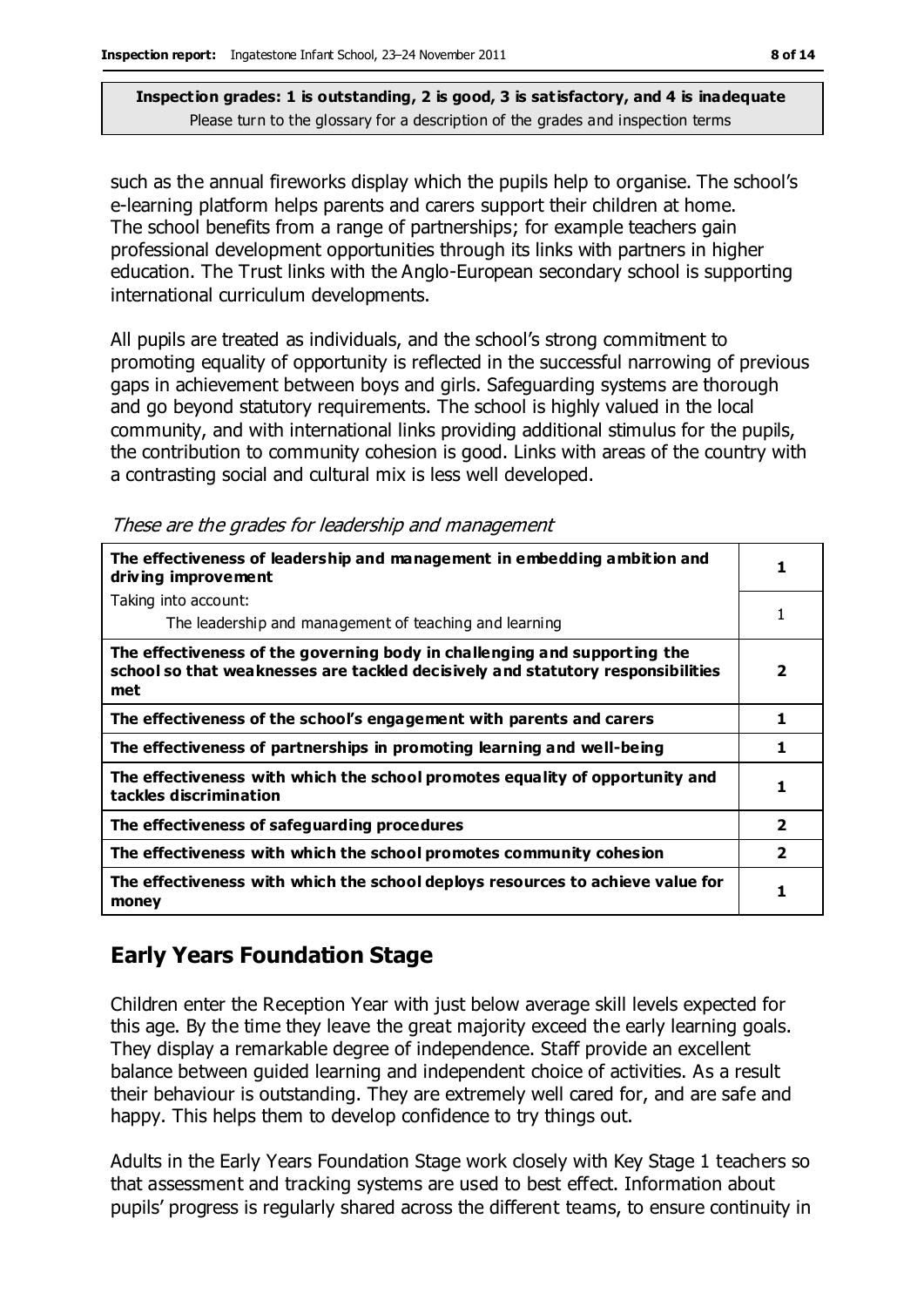such as the annual fireworks display which the pupils help to organise. The school's e-learning platform helps parents and carers support their children at home. The school benefits from a range of partnerships; for example teachers gain professional development opportunities through its links with partners in higher education. The Trust links with the Anglo-European secondary school is supporting international curriculum developments.

All pupils are treated as individuals, and the school's strong commitment to promoting equality of opportunity is reflected in the successful narrowing of previous gaps in achievement between boys and girls. Safeguarding systems are thorough and go beyond statutory requirements. The school is highly valued in the local community, and with international links providing additional stimulus for the pupils, the contribution to community cohesion is good. Links with areas of the country with a contrasting social and cultural mix is less well developed.

*These are the grades for leadership and management*

| | |
|---|---|
| **The effectiveness of leadership and management in embedding ambition and driving improvement** | **1** |
| Taking into account:<br>The leadership and management of teaching and learning | 1 |
| **The effectiveness of the governing body in challenging and supporting the school so that weaknesses are tackled decisively and statutory responsibilities met** | **2** |
| **The effectiveness of the school's engagement with parents and carers** | **1** |
| **The effectiveness of partnerships in promoting learning and well-being** | **1** |
| **The effectiveness with which the school promotes equality of opportunity and tackles discrimination** | **1** |
| **The effectiveness of safeguarding procedures** | **2** |
| **The effectiveness with which the school promotes community cohesion** | **2** |
| **The effectiveness with which the school deploys resources to achieve value for money** | **1** |

## Early Years Foundation Stage

Children enter the Reception Year with just below average skill levels expected for this age. By the time they leave the great majority exceed the early learning goals. They display a remarkable degree of independence. Staff provide an excellent balance between guided learning and independent choice of activities. As a result their behaviour is outstanding. They are extremely well cared for, and are safe and happy. This helps them to develop confidence to try things out.

Adults in the Early Years Foundation Stage work closely with Key Stage 1 teachers so that assessment and tracking systems are used to best effect. Information about pupils' progress is regularly shared across the different teams, to ensure continuity in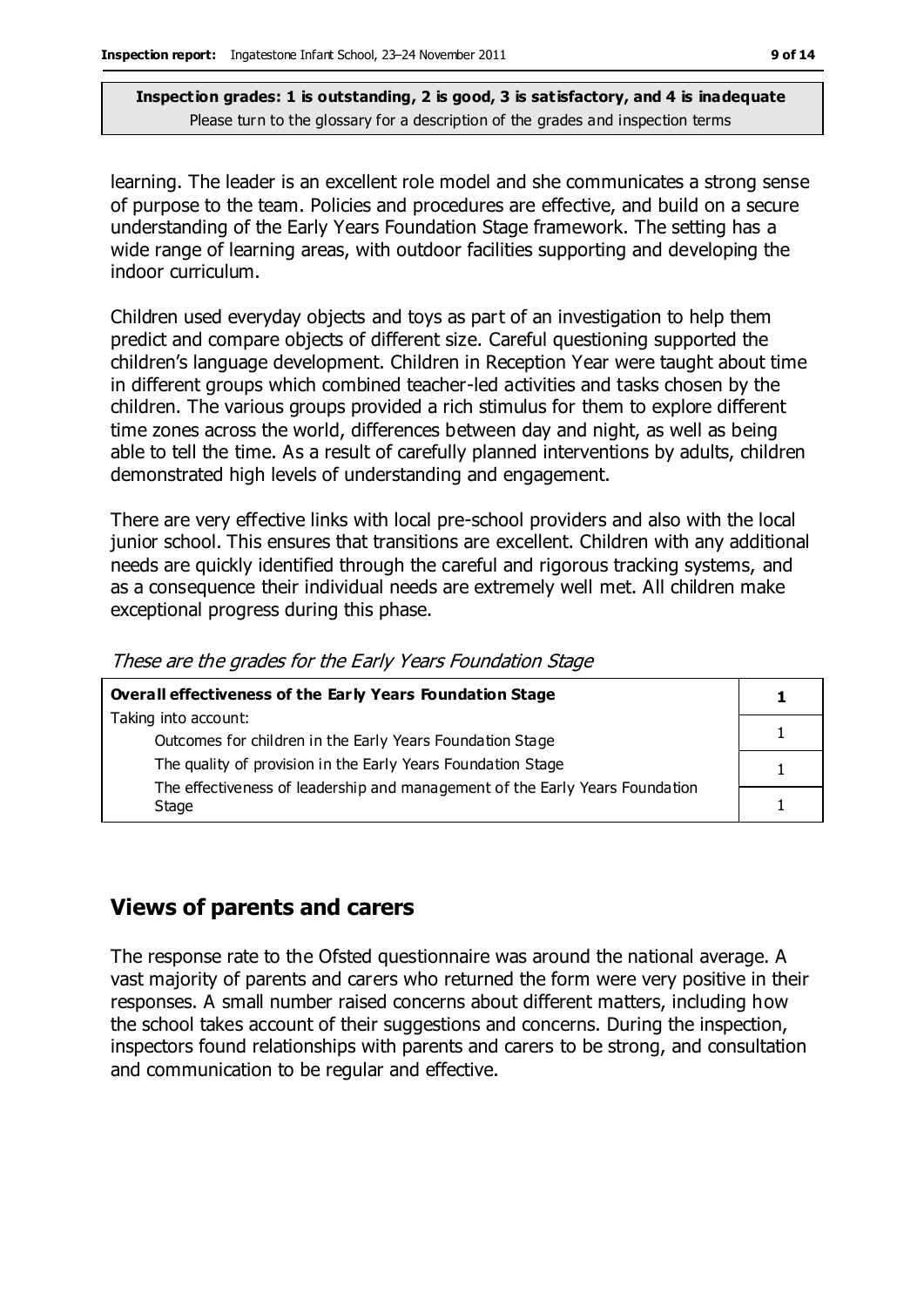learning. The leader is an excellent role model and she communicates a strong sense of purpose to the team. Policies and procedures are effective, and build on a secure understanding of the Early Years Foundation Stage framework. The setting has a wide range of learning areas, with outdoor facilities supporting and developing the indoor curriculum.

Children used everyday objects and toys as part of an investigation to help them predict and compare objects of different size. Careful questioning supported the children's language development. Children in Reception Year were taught about time in different groups which combined teacher-led activities and tasks chosen by the children. The various groups provided a rich stimulus for them to explore different time zones across the world, differences between day and night, as well as being able to tell the time. As a result of carefully planned interventions by adults, children demonstrated high levels of understanding and engagement.

There are very effective links with local pre-school providers and also with the local junior school. This ensures that transitions are excellent. Children with any additional needs are quickly identified through the careful and rigorous tracking systems, and as a consequence their individual needs are extremely well met. All children make exceptional progress during this phase.

*These are the grades for the Early Years Foundation Stage*

| **Overall effectiveness of the Early Years Foundation Stage** | **1** |
|---|---|
| Taking into account:<br>Outcomes for children in the Early Years Foundation Stage | 1 |
| The quality of provision in the Early Years Foundation Stage | 1 |
| The effectiveness of leadership and management of the Early Years Foundation Stage | 1 |

## Views of parents and carers

The response rate to the Ofsted questionnaire was around the national average. A vast majority of parents and carers who returned the form were very positive in their responses. A small number raised concerns about different matters, including how the school takes account of their suggestions and concerns. During the inspection, inspectors found relationships with parents and carers to be strong, and consultation and communication to be regular and effective.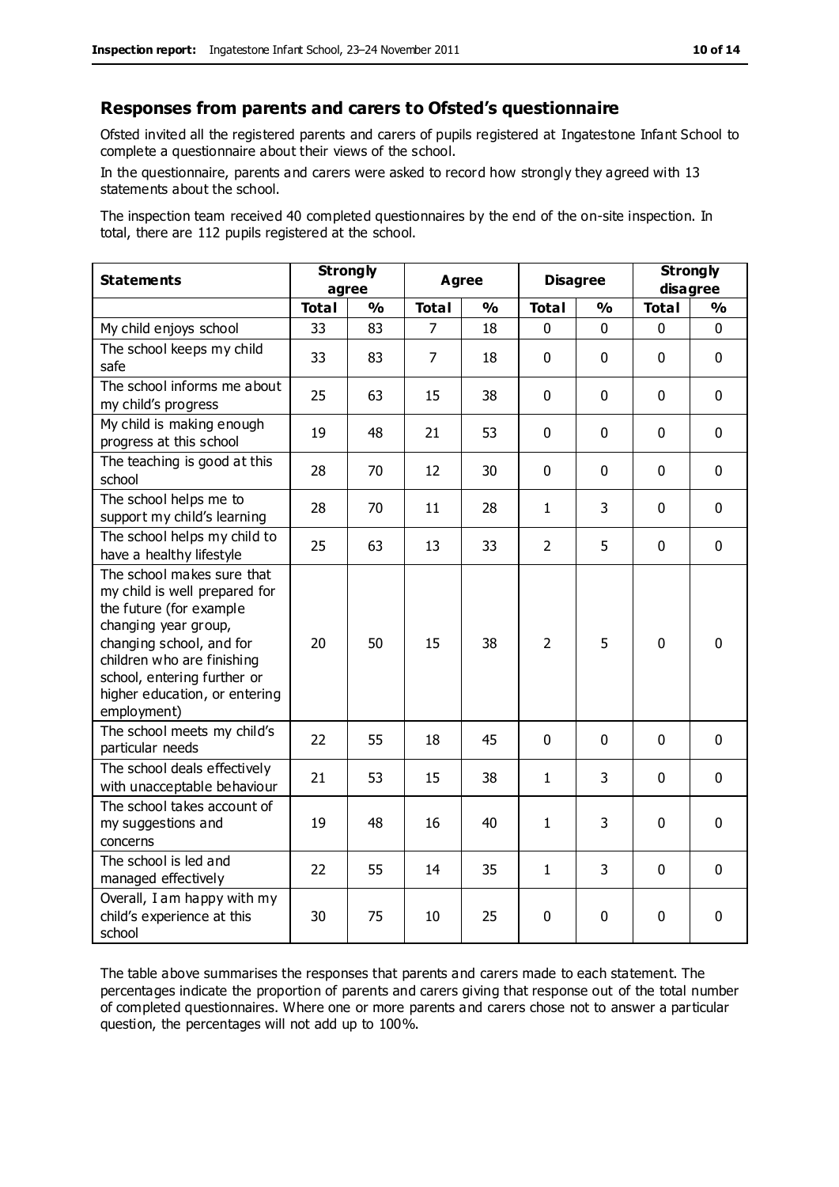## Responses from parents and carers to Ofsted's questionnaire

Ofsted invited all the registered parents and carers of pupils registered at Ingatestone Infant School to complete a questionnaire about their views of the school.

In the questionnaire, parents and carers were asked to record how strongly they agreed with 13 statements about the school.

The inspection team received 40 completed questionnaires by the end of the on-site inspection. In total, there are 112 pupils registered at the school.

| Statements | Strongly agree | | Agree | | Disagree | | Strongly disagree | |
|---|---|---|---|---|---|---|---|---|
| | Total | % | Total | % | Total | % | Total | % |
| My child enjoys school | 33 | 83 | 7 | 18 | 0 | 0 | 0 | 0 |
| The school keeps my child safe | 33 | 83 | 7 | 18 | 0 | 0 | 0 | 0 |
| The school informs me about my child's progress | 25 | 63 | 15 | 38 | 0 | 0 | 0 | 0 |
| My child is making enough progress at this school | 19 | 48 | 21 | 53 | 0 | 0 | 0 | 0 |
| The teaching is good at this school | 28 | 70 | 12 | 30 | 0 | 0 | 0 | 0 |
| The school helps me to support my child's learning | 28 | 70 | 11 | 28 | 1 | 3 | 0 | 0 |
| The school helps my child to have a healthy lifestyle | 25 | 63 | 13 | 33 | 2 | 5 | 0 | 0 |
| The school makes sure that my child is well prepared for the future (for example changing year group, changing school, and for children who are finishing school, entering further or higher education, or entering employment) | 20 | 50 | 15 | 38 | 2 | 5 | 0 | 0 |
| The school meets my child's particular needs | 22 | 55 | 18 | 45 | 0 | 0 | 0 | 0 |
| The school deals effectively with unacceptable behaviour | 21 | 53 | 15 | 38 | 1 | 3 | 0 | 0 |
| The school takes account of my suggestions and concerns | 19 | 48 | 16 | 40 | 1 | 3 | 0 | 0 |
| The school is led and managed effectively | 22 | 55 | 14 | 35 | 1 | 3 | 0 | 0 |
| Overall, I am happy with my child's experience at this school | 30 | 75 | 10 | 25 | 0 | 0 | 0 | 0 |

The table above summarises the responses that parents and carers made to each statement. The percentages indicate the proportion of parents and carers giving that response out of the total number of completed questionnaires. Where one or more parents and carers chose not to answer a particular question, the percentages will not add up to 100%.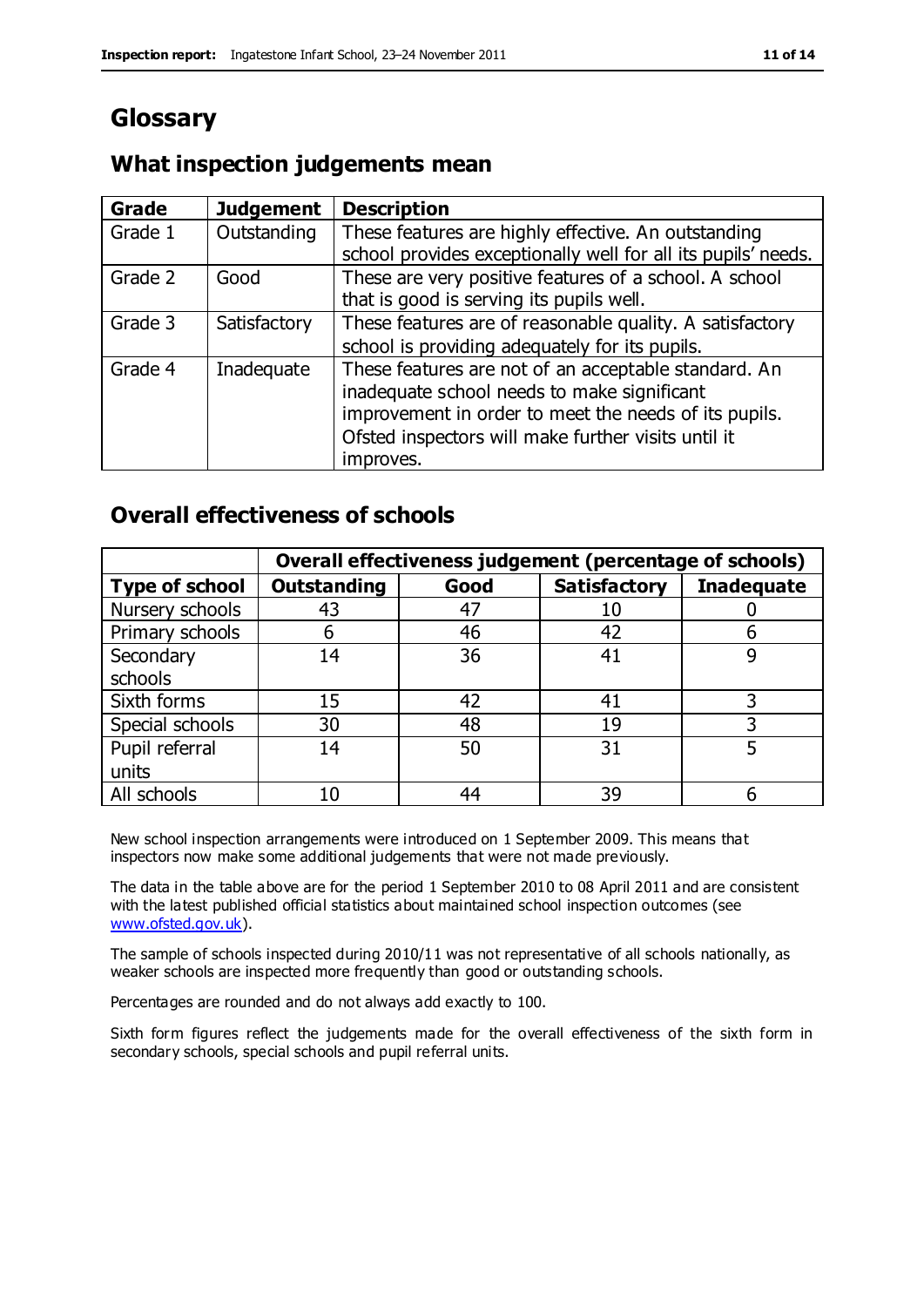# Glossary

## What inspection judgements mean

| Grade | Judgement | Description |
|---|---|---|
| Grade 1 | Outstanding | These features are highly effective. An outstanding school provides exceptionally well for all its pupils' needs. |
| Grade 2 | Good | These are very positive features of a school. A school that is good is serving its pupils well. |
| Grade 3 | Satisfactory | These features are of reasonable quality. A satisfactory school is providing adequately for its pupils. |
| Grade 4 | Inadequate | These features are not of an acceptable standard. An inadequate school needs to make significant improvement in order to meet the needs of its pupils. Ofsted inspectors will make further visits until it improves. |

## Overall effectiveness of schools

| | Overall effectiveness judgement (percentage of schools) | | | |
|---|---|---|---|---|
| **Type of school** | **Outstanding** | **Good** | **Satisfactory** | **Inadequate** |
| Nursery schools | 43 | 47 | 10 | 0 |
| Primary schools | 6 | 46 | 42 | 6 |
| Secondary schools | 14 | 36 | 41 | 9 |
| Sixth forms | 15 | 42 | 41 | 3 |
| Special schools | 30 | 48 | 19 | 3 |
| Pupil referral units | 14 | 50 | 31 | 5 |
| All schools | 10 | 44 | 39 | 6 |

New school inspection arrangements were introduced on 1 September 2009. This means that inspectors now make some additional judgements that were not made previously.

The data in the table above are for the period 1 September 2010 to 08 April 2011 and are consistent with the latest published official statistics about maintained school inspection outcomes (see www.ofsted.gov.uk).

The sample of schools inspected during 2010/11 was not representative of all schools nationally, as weaker schools are inspected more frequently than good or outstanding schools.

Percentages are rounded and do not always add exactly to 100.

Sixth form figures reflect the judgements made for the overall effectiveness of the sixth form in secondary schools, special schools and pupil referral units.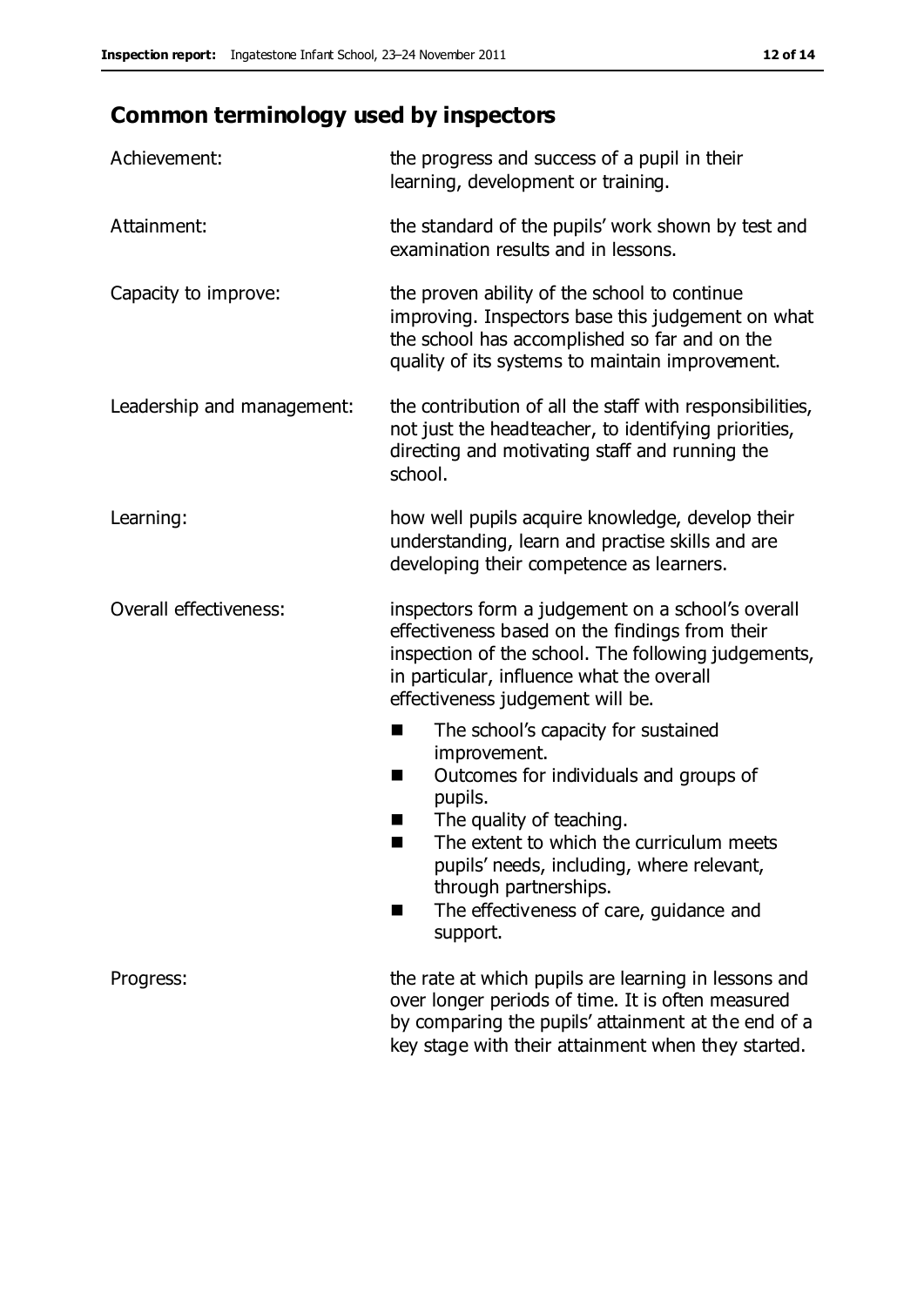# Common terminology used by inspectors

| | |
|---|---|
| Achievement: | the progress and success of a pupil in their learning, development or training. |
| Attainment: | the standard of the pupils' work shown by test and examination results and in lessons. |
| Capacity to improve: | the proven ability of the school to continue improving. Inspectors base this judgement on what the school has accomplished so far and on the quality of its systems to maintain improvement. |
| Leadership and management: | the contribution of all the staff with responsibilities, not just the headteacher, to identifying priorities, directing and motivating staff and running the school. |
| Learning: | how well pupils acquire knowledge, develop their understanding, learn and practise skills and are developing their competence as learners. |
| Overall effectiveness: | inspectors form a judgement on a school's overall effectiveness based on the findings from their inspection of the school. The following judgements, in particular, influence what the overall effectiveness judgement will be.<br>■ The school's capacity for sustained improvement.<br>■ Outcomes for individuals and groups of pupils.<br>■ The quality of teaching.<br>■ The extent to which the curriculum meets pupils' needs, including, where relevant, through partnerships.<br>■ The effectiveness of care, guidance and support. |
| Progress: | the rate at which pupils are learning in lessons and over longer periods of time. It is often measured by comparing the pupils' attainment at the end of a key stage with their attainment when they started. |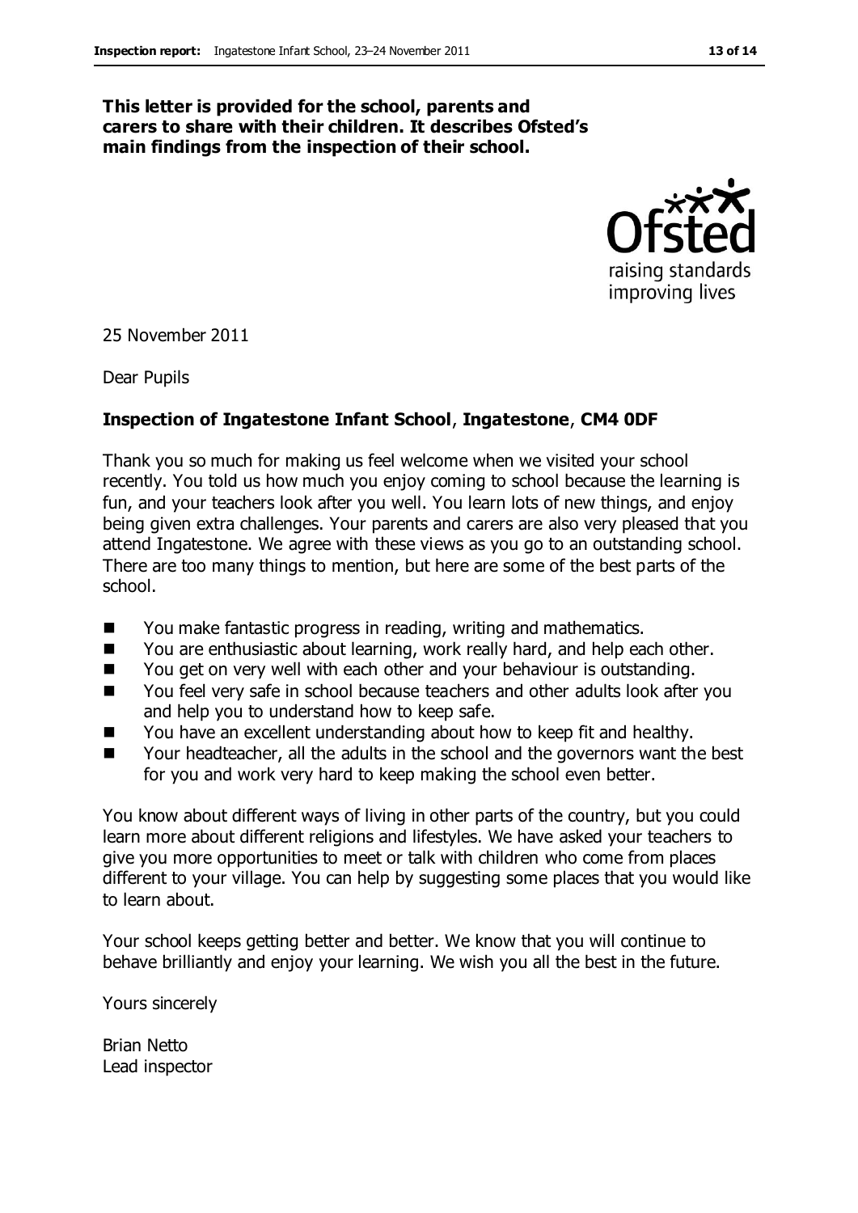**This letter is provided for the school, parents and carers to share with their children. It describes Ofsted's main findings from the inspection of their school.**

25 November 2011

Dear Pupils

**Inspection of Ingatestone Infant School, Ingatestone, CM4 0DF**

Thank you so much for making us feel welcome when we visited your school recently. You told us how much you enjoy coming to school because the learning is fun, and your teachers look after you well. You learn lots of new things, and enjoy being given extra challenges. Your parents and carers are also very pleased that you attend Ingatestone. We agree with these views as you go to an outstanding school. There are too many things to mention, but here are some of the best parts of the school.

- You make fantastic progress in reading, writing and mathematics.
- You are enthusiastic about learning, work really hard, and help each other.
- You get on very well with each other and your behaviour is outstanding.
- You feel very safe in school because teachers and other adults look after you and help you to understand how to keep safe.
- You have an excellent understanding about how to keep fit and healthy.
- Your headteacher, all the adults in the school and the governors want the best for you and work very hard to keep making the school even better.

You know about different ways of living in other parts of the country, but you could learn more about different religions and lifestyles. We have asked your teachers to give you more opportunities to meet or talk with children who come from places different to your village. You can help by suggesting some places that you would like to learn about.

Your school keeps getting better and better. We know that you will continue to behave brilliantly and enjoy your learning. We wish you all the best in the future.

Yours sincerely

Brian Netto
Lead inspector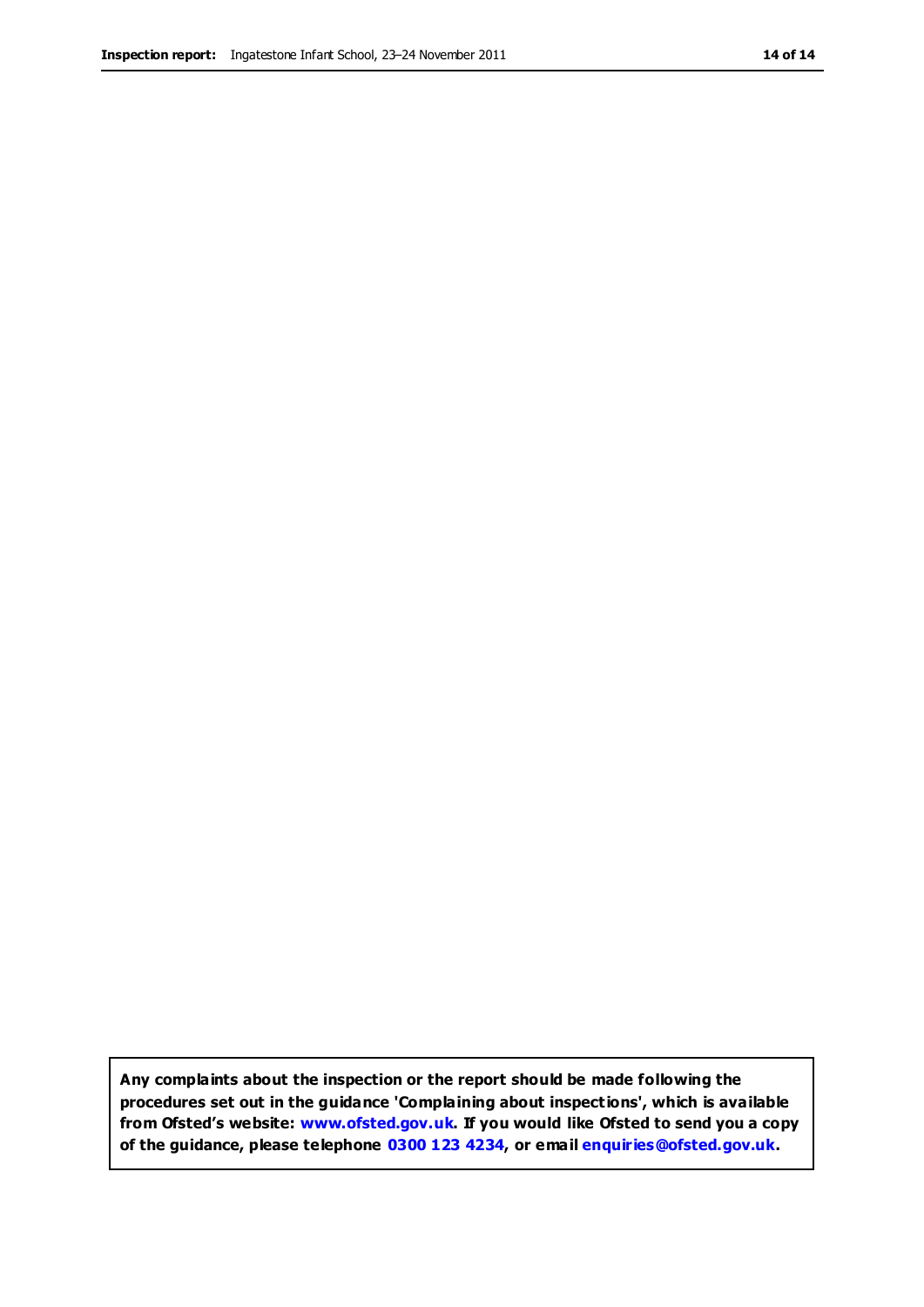**Any complaints about the inspection or the report should be made following the procedures set out in the guidance 'Complaining about inspections', which is available from Ofsted's website: www.ofsted.gov.uk. If you would like Ofsted to send you a copy of the guidance, please telephone 0300 123 4234, or email enquiries@ofsted.gov.uk.**